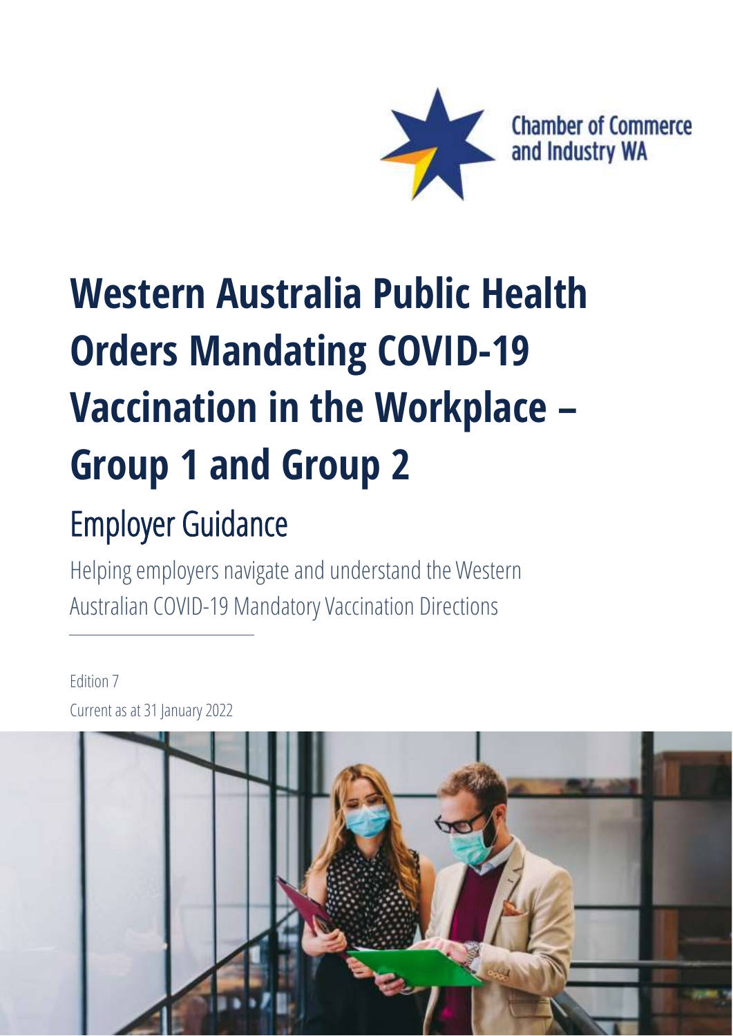Chamber of Commerce and Industry WA

# Western Australia Public Health Orders Mandating COVID-19 Vaccination in the Workplace – Group 1 and Group 2

## Employer Guidance

Helping employers navigate and understand the Western Australian COVID-19 Mandatory Vaccination Directions

---

Edition 7

Current as at 31 January 2022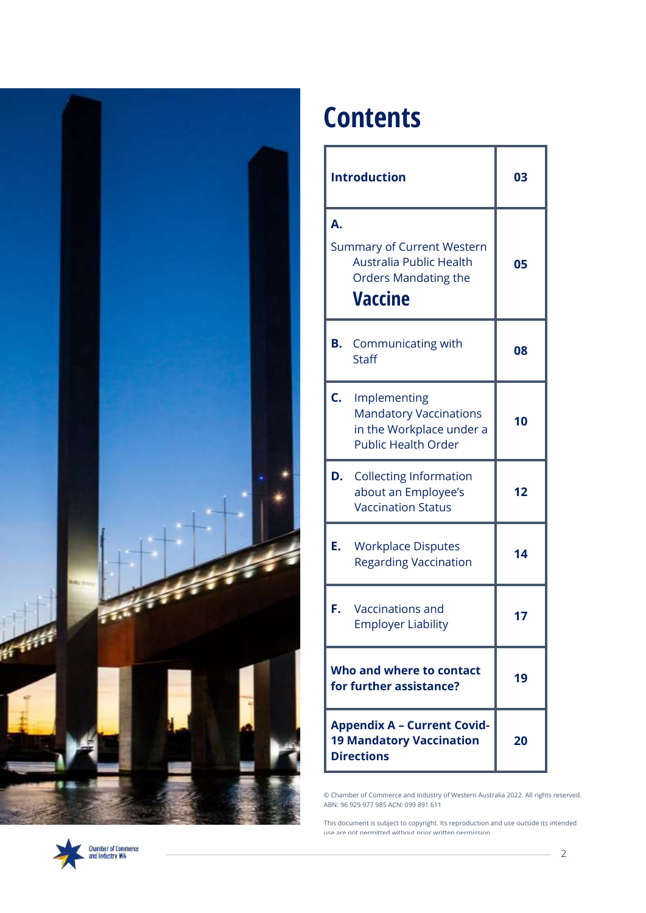# Contents

| Section | Page |
|---|---|
| **Introduction** | **03** |
| **A.** Summary of Current Western Australia Public Health Orders Mandating the **Vaccine** | **05** |
| **B.** Communicating with Staff | **08** |
| **C.** Implementing Mandatory Vaccinations in the Workplace under a Public Health Order | **10** |
| **D.** Collecting Information about an Employee's Vaccination Status | **12** |
| **E.** Workplace Disputes Regarding Vaccination | **14** |
| **F.** Vaccinations and Employer Liability | **17** |
| **Who and where to contact for further assistance?** | **19** |
| **Appendix A – Current Covid-19 Mandatory Vaccination Directions** | **20** |

© Chamber of Commerce and Industry of Western Australia 2022. All rights reserved.
ABN: 96 929 977 985 ACN: 099 891 611

This document is subject to copyright. Its reproduction and use outside its intended use are not permitted without prior written permission.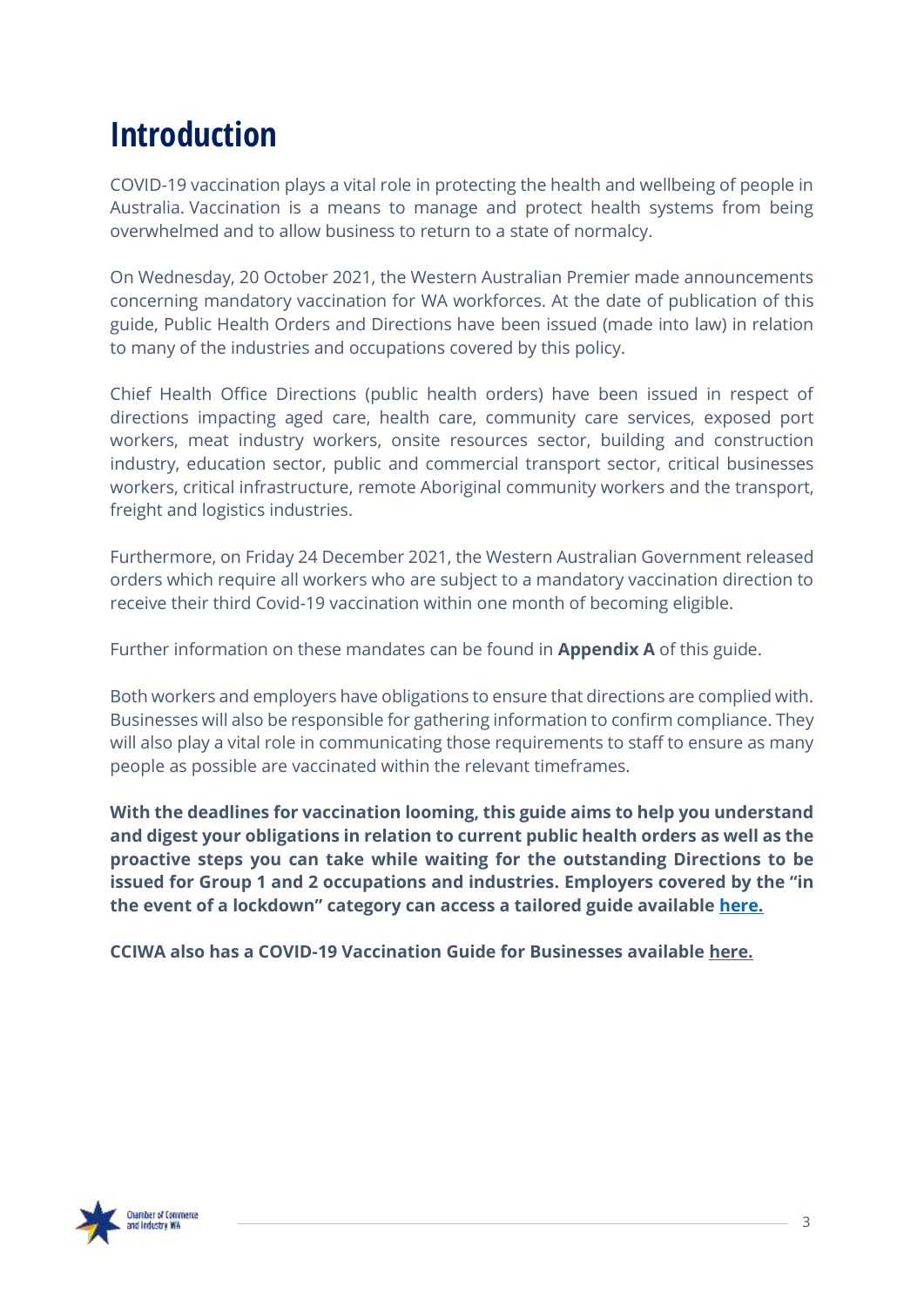# Introduction

COVID-19 vaccination plays a vital role in protecting the health and wellbeing of people in Australia. Vaccination is a means to manage and protect health systems from being overwhelmed and to allow business to return to a state of normalcy.

On Wednesday, 20 October 2021, the Western Australian Premier made announcements concerning mandatory vaccination for WA workforces. At the date of publication of this guide, Public Health Orders and Directions have been issued (made into law) in relation to many of the industries and occupations covered by this policy.

Chief Health Office Directions (public health orders) have been issued in respect of directions impacting aged care, health care, community care services, exposed port workers, meat industry workers, onsite resources sector, building and construction industry, education sector, public and commercial transport sector, critical businesses workers, critical infrastructure, remote Aboriginal community workers and the transport, freight and logistics industries.

Furthermore, on Friday 24 December 2021, the Western Australian Government released orders which require all workers who are subject to a mandatory vaccination direction to receive their third Covid-19 vaccination within one month of becoming eligible.

Further information on these mandates can be found in **Appendix A** of this guide.

Both workers and employers have obligations to ensure that directions are complied with. Businesses will also be responsible for gathering information to confirm compliance. They will also play a vital role in communicating those requirements to staff to ensure as many people as possible are vaccinated within the relevant timeframes.

**With the deadlines for vaccination looming, this guide aims to help you understand and digest your obligations in relation to current public health orders as well as the proactive steps you can take while waiting for the outstanding Directions to be issued for Group 1 and 2 occupations and industries. Employers covered by the "in the event of a lockdown" category can access a tailored guide available here.**

**CCIWA also has a COVID-19 Vaccination Guide for Businesses available here.**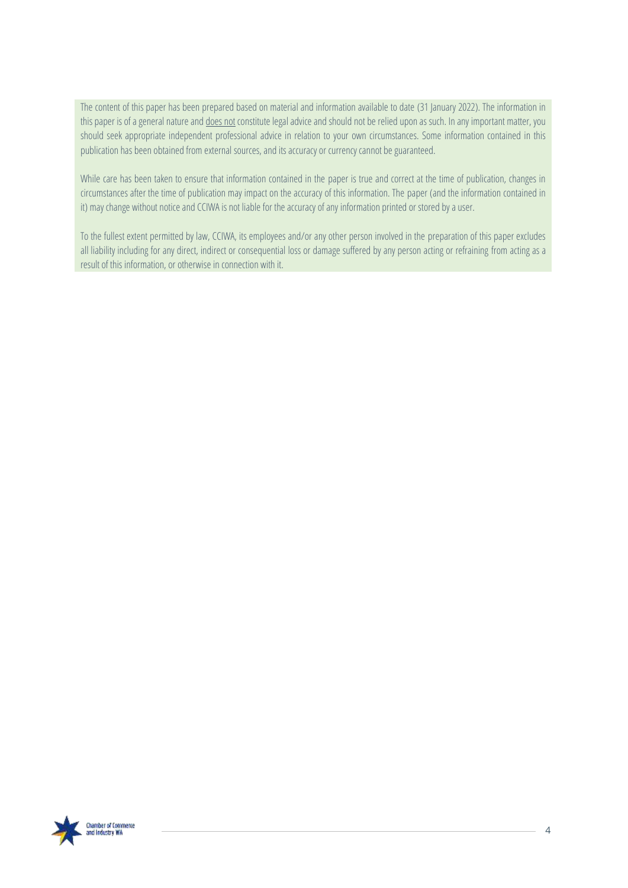The content of this paper has been prepared based on material and information available to date (31 January 2022). The information in this paper is of a general nature and <u>does not</u> constitute legal advice and should not be relied upon as such. In any important matter, you should seek appropriate independent professional advice in relation to your own circumstances. Some information contained in this publication has been obtained from external sources, and its accuracy or currency cannot be guaranteed.

While care has been taken to ensure that information contained in the paper is true and correct at the time of publication, changes in circumstances after the time of publication may impact on the accuracy of this information. The paper (and the information contained in it) may change without notice and CCIWA is not liable for the accuracy of any information printed or stored by a user.

To the fullest extent permitted by law, CCIWA, its employees and/or any other person involved in the preparation of this paper excludes all liability including for any direct, indirect or consequential loss or damage suffered by any person acting or refraining from acting as a result of this information, or otherwise in connection with it.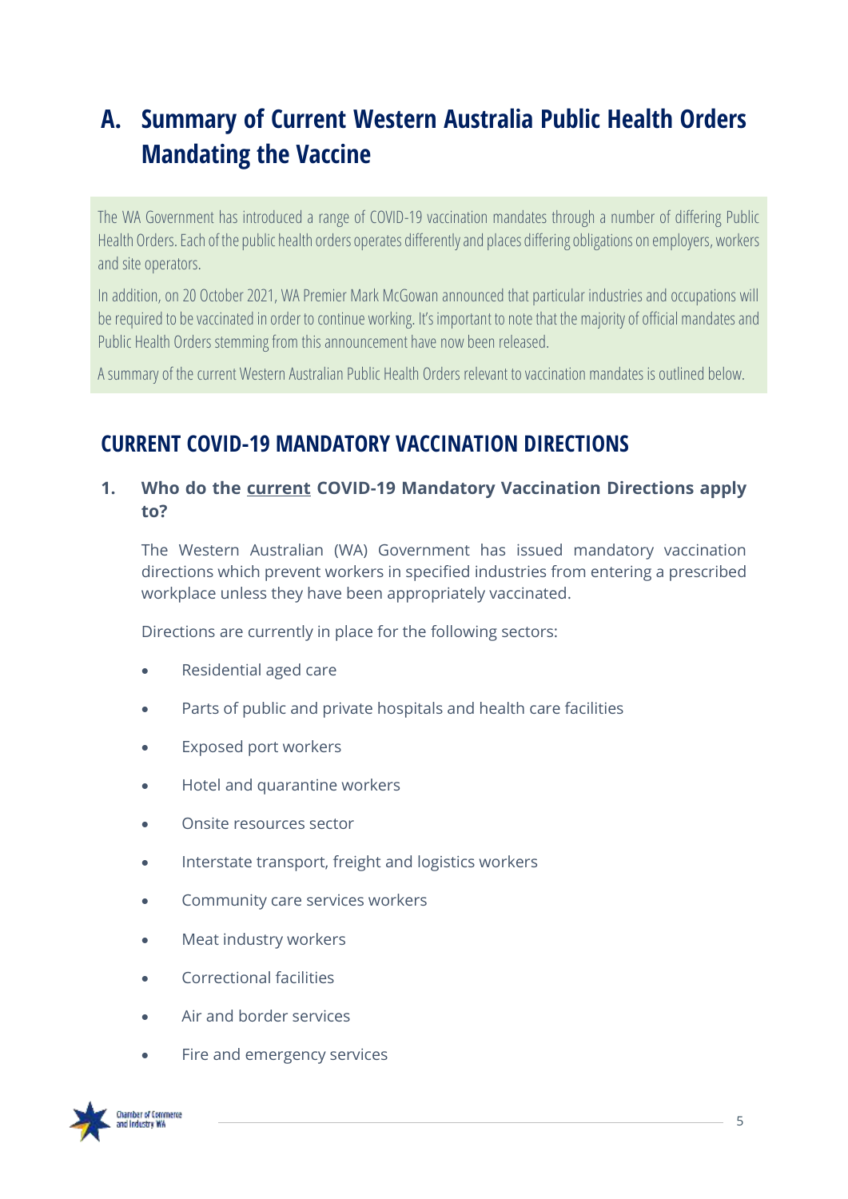# A. Summary of Current Western Australia Public Health Orders Mandating the Vaccine

The WA Government has introduced a range of COVID-19 vaccination mandates through a number of differing Public Health Orders. Each of the public health orders operates differently and places differing obligations on employers, workers and site operators.

In addition, on 20 October 2021, WA Premier Mark McGowan announced that particular industries and occupations will be required to be vaccinated in order to continue working. It's important to note that the majority of official mandates and Public Health Orders stemming from this announcement have now been released.

A summary of the current Western Australian Public Health Orders relevant to vaccination mandates is outlined below.

## CURRENT COVID-19 MANDATORY VACCINATION DIRECTIONS

### 1. Who do the current COVID-19 Mandatory Vaccination Directions apply to?

The Western Australian (WA) Government has issued mandatory vaccination directions which prevent workers in specified industries from entering a prescribed workplace unless they have been appropriately vaccinated.

Directions are currently in place for the following sectors:

- Residential aged care
- Parts of public and private hospitals and health care facilities
- Exposed port workers
- Hotel and quarantine workers
- Onsite resources sector
- Interstate transport, freight and logistics workers
- Community care services workers
- Meat industry workers
- Correctional facilities
- Air and border services
- Fire and emergency services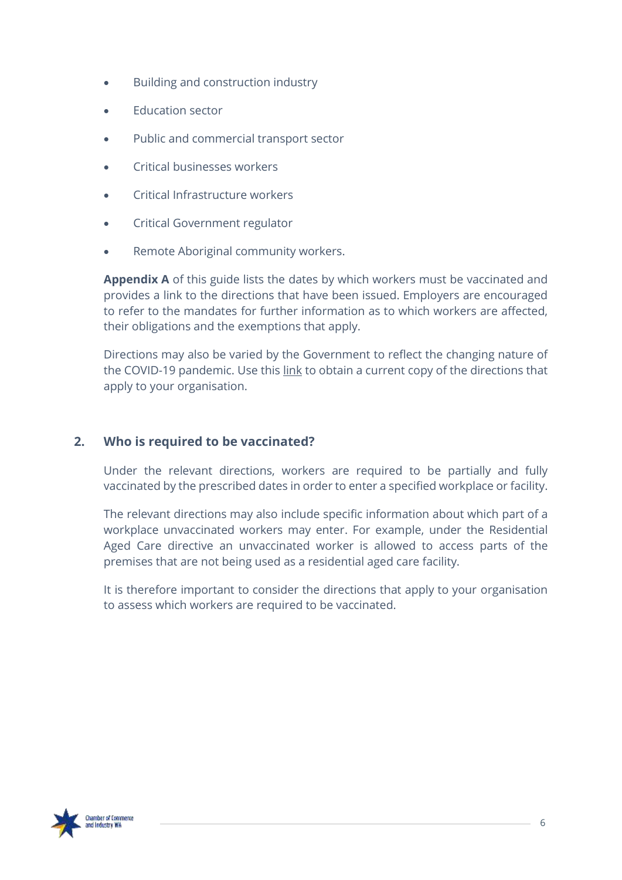- Building and construction industry
- Education sector
- Public and commercial transport sector
- Critical businesses workers
- Critical Infrastructure workers
- Critical Government regulator
- Remote Aboriginal community workers.

**Appendix A** of this guide lists the dates by which workers must be vaccinated and provides a link to the directions that have been issued. Employers are encouraged to refer to the mandates for further information as to which workers are affected, their obligations and the exemptions that apply.

Directions may also be varied by the Government to reflect the changing nature of the COVID-19 pandemic. Use this link to obtain a current copy of the directions that apply to your organisation.

## 2. Who is required to be vaccinated?

Under the relevant directions, workers are required to be partially and fully vaccinated by the prescribed dates in order to enter a specified workplace or facility.

The relevant directions may also include specific information about which part of a workplace unvaccinated workers may enter. For example, under the Residential Aged Care directive an unvaccinated worker is allowed to access parts of the premises that are not being used as a residential aged care facility.

It is therefore important to consider the directions that apply to your organisation to assess which workers are required to be vaccinated.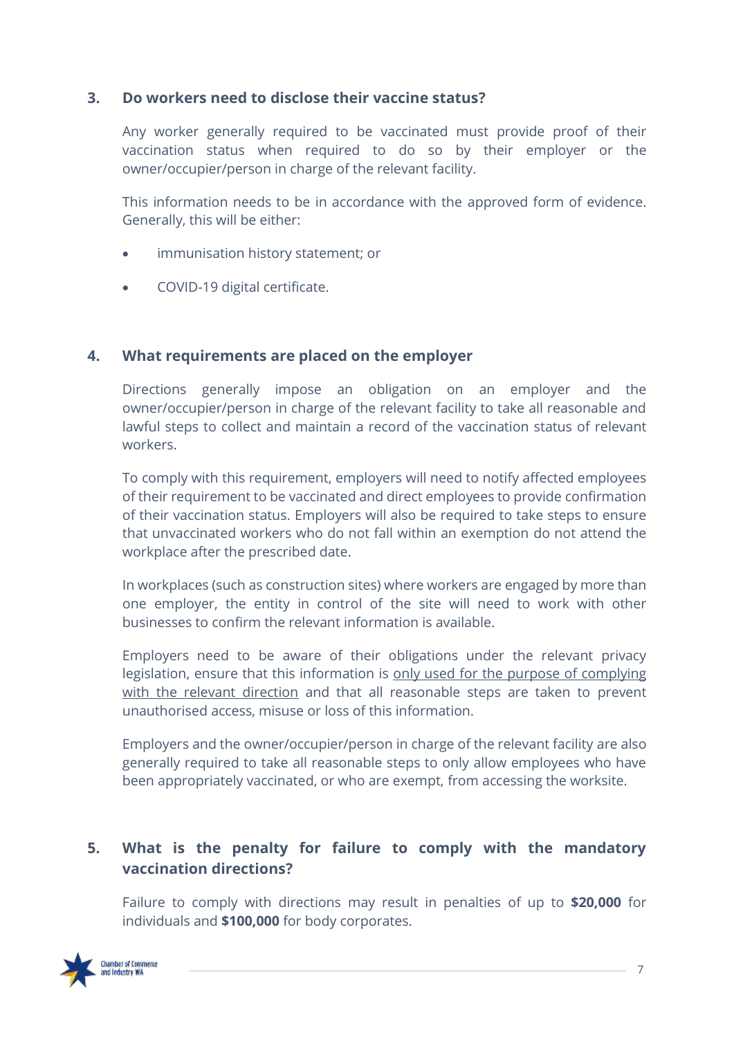### 3. Do workers need to disclose their vaccine status?

Any worker generally required to be vaccinated must provide proof of their vaccination status when required to do so by their employer or the owner/occupier/person in charge of the relevant facility.

This information needs to be in accordance with the approved form of evidence. Generally, this will be either:

- immunisation history statement; or
- COVID-19 digital certificate.

### 4. What requirements are placed on the employer

Directions generally impose an obligation on an employer and the owner/occupier/person in charge of the relevant facility to take all reasonable and lawful steps to collect and maintain a record of the vaccination status of relevant workers.

To comply with this requirement, employers will need to notify affected employees of their requirement to be vaccinated and direct employees to provide confirmation of their vaccination status. Employers will also be required to take steps to ensure that unvaccinated workers who do not fall within an exemption do not attend the workplace after the prescribed date.

In workplaces (such as construction sites) where workers are engaged by more than one employer, the entity in control of the site will need to work with other businesses to confirm the relevant information is available.

Employers need to be aware of their obligations under the relevant privacy legislation, ensure that this information is only used for the purpose of complying with the relevant direction and that all reasonable steps are taken to prevent unauthorised access, misuse or loss of this information.

Employers and the owner/occupier/person in charge of the relevant facility are also generally required to take all reasonable steps to only allow employees who have been appropriately vaccinated, or who are exempt, from accessing the worksite.

### 5. What is the penalty for failure to comply with the mandatory vaccination directions?

Failure to comply with directions may result in penalties of up to **$20,000** for individuals and **$100,000** for body corporates.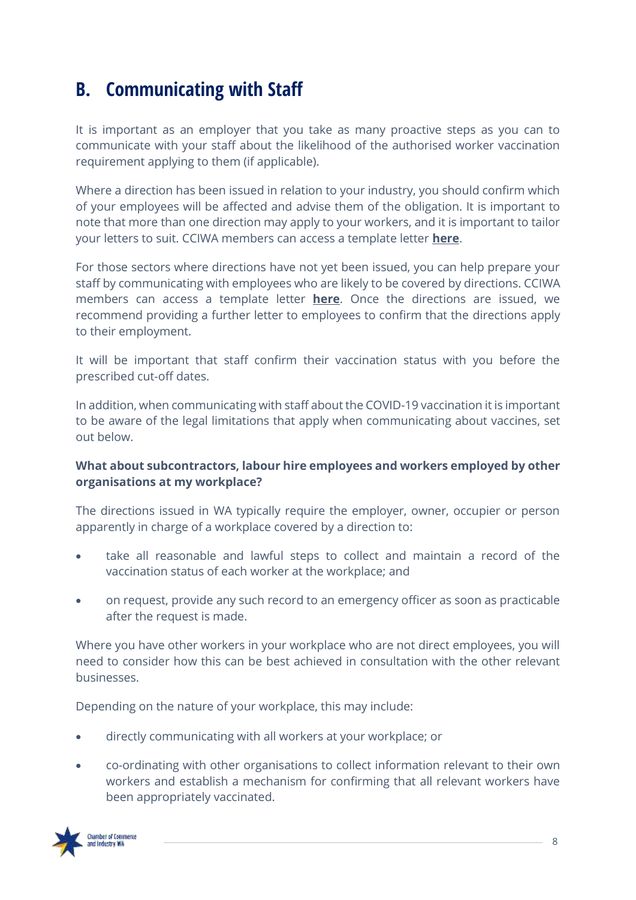## B. Communicating with Staff

It is important as an employer that you take as many proactive steps as you can to communicate with your staff about the likelihood of the authorised worker vaccination requirement applying to them (if applicable).

Where a direction has been issued in relation to your industry, you should confirm which of your employees will be affected and advise them of the obligation. It is important to note that more than one direction may apply to your workers, and it is important to tailor your letters to suit. CCIWA members can access a template letter **here**.

For those sectors where directions have not yet been issued, you can help prepare your staff by communicating with employees who are likely to be covered by directions. CCIWA members can access a template letter **here**. Once the directions are issued, we recommend providing a further letter to employees to confirm that the directions apply to their employment.

It will be important that staff confirm their vaccination status with you before the prescribed cut-off dates.

In addition, when communicating with staff about the COVID-19 vaccination it is important to be aware of the legal limitations that apply when communicating about vaccines, set out below.

**What about subcontractors, labour hire employees and workers employed by other organisations at my workplace?**

The directions issued in WA typically require the employer, owner, occupier or person apparently in charge of a workplace covered by a direction to:

- take all reasonable and lawful steps to collect and maintain a record of the vaccination status of each worker at the workplace; and
- on request, provide any such record to an emergency officer as soon as practicable after the request is made.

Where you have other workers in your workplace who are not direct employees, you will need to consider how this can be best achieved in consultation with the other relevant businesses.

Depending on the nature of your workplace, this may include:

- directly communicating with all workers at your workplace; or
- co-ordinating with other organisations to collect information relevant to their own workers and establish a mechanism for confirming that all relevant workers have been appropriately vaccinated.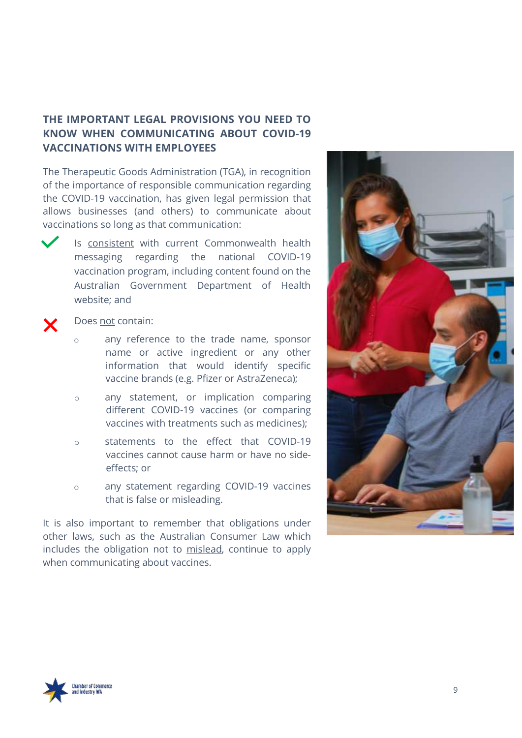## THE IMPORTANT LEGAL PROVISIONS YOU NEED TO KNOW WHEN COMMUNICATING ABOUT COVID-19 VACCINATIONS WITH EMPLOYEES

The Therapeutic Goods Administration (TGA), in recognition of the importance of responsible communication regarding the COVID-19 vaccination, has given legal permission that allows businesses (and others) to communicate about vaccinations so long as that communication:

✔ Is consistent with current Commonwealth health messaging regarding the national COVID-19 vaccination program, including content found on the Australian Government Department of Health website; and

✘ Does not contain:

- any reference to the trade name, sponsor name or active ingredient or any other information that would identify specific vaccine brands (e.g. Pfizer or AstraZeneca);
- any statement, or implication comparing different COVID-19 vaccines (or comparing vaccines with treatments such as medicines);
- statements to the effect that COVID-19 vaccines cannot cause harm or have no side-effects; or
- any statement regarding COVID-19 vaccines that is false or misleading.

It is also important to remember that obligations under other laws, such as the Australian Consumer Law which includes the obligation not to mislead, continue to apply when communicating about vaccines.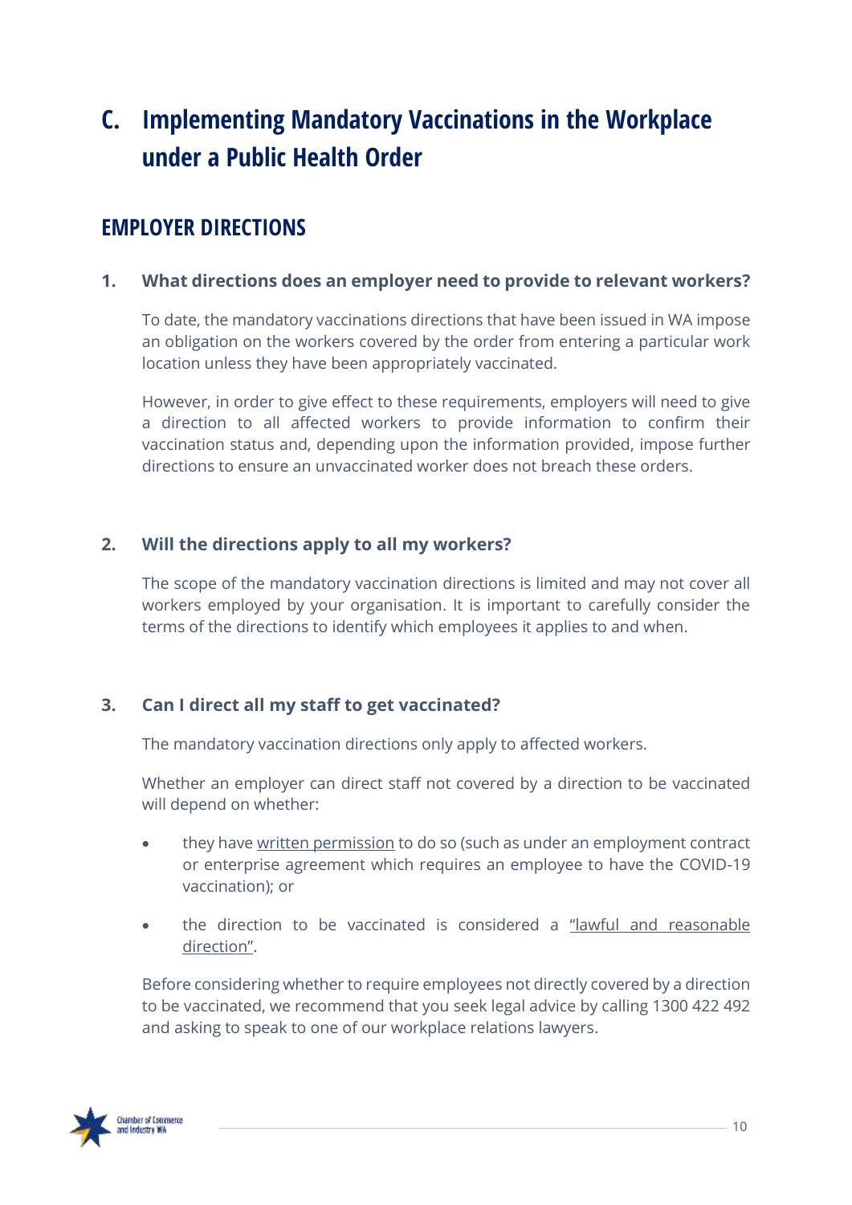# C. Implementing Mandatory Vaccinations in the Workplace under a Public Health Order

## EMPLOYER DIRECTIONS

### 1. What directions does an employer need to provide to relevant workers?

To date, the mandatory vaccinations directions that have been issued in WA impose an obligation on the workers covered by the order from entering a particular work location unless they have been appropriately vaccinated.

However, in order to give effect to these requirements, employers will need to give a direction to all affected workers to provide information to confirm their vaccination status and, depending upon the information provided, impose further directions to ensure an unvaccinated worker does not breach these orders.

### 2. Will the directions apply to all my workers?

The scope of the mandatory vaccination directions is limited and may not cover all workers employed by your organisation. It is important to carefully consider the terms of the directions to identify which employees it applies to and when.

### 3. Can I direct all my staff to get vaccinated?

The mandatory vaccination directions only apply to affected workers.

Whether an employer can direct staff not covered by a direction to be vaccinated will depend on whether:

- they have written permission to do so (such as under an employment contract or enterprise agreement which requires an employee to have the COVID-19 vaccination); or
- the direction to be vaccinated is considered a "lawful and reasonable direction".

Before considering whether to require employees not directly covered by a direction to be vaccinated, we recommend that you seek legal advice by calling 1300 422 492 and asking to speak to one of our workplace relations lawyers.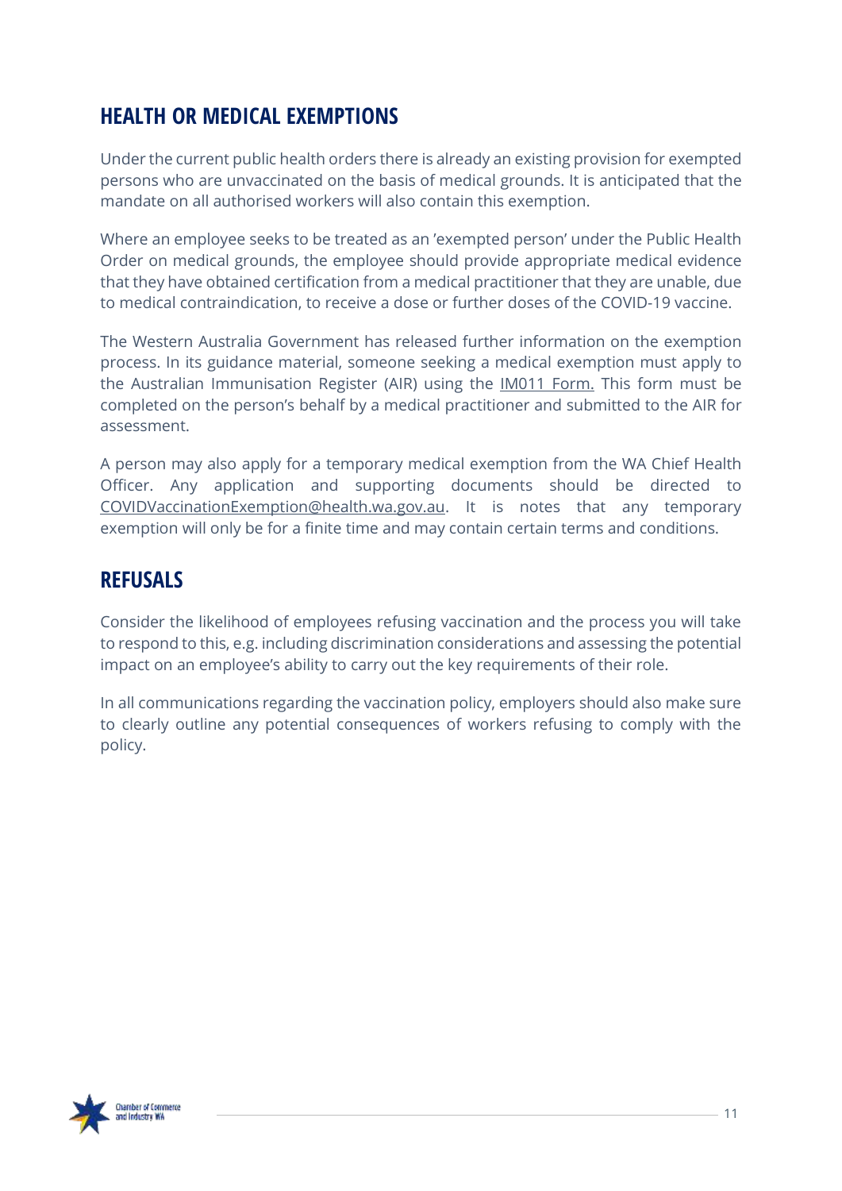## HEALTH OR MEDICAL EXEMPTIONS

Under the current public health orders there is already an existing provision for exempted persons who are unvaccinated on the basis of medical grounds. It is anticipated that the mandate on all authorised workers will also contain this exemption.

Where an employee seeks to be treated as an 'exempted person' under the Public Health Order on medical grounds, the employee should provide appropriate medical evidence that they have obtained certification from a medical practitioner that they are unable, due to medical contraindication, to receive a dose or further doses of the COVID-19 vaccine.

The Western Australia Government has released further information on the exemption process. In its guidance material, someone seeking a medical exemption must apply to the Australian Immunisation Register (AIR) using the IM011 Form. This form must be completed on the person's behalf by a medical practitioner and submitted to the AIR for assessment.

A person may also apply for a temporary medical exemption from the WA Chief Health Officer. Any application and supporting documents should be directed to COVIDVaccinationExemption@health.wa.gov.au. It is notes that any temporary exemption will only be for a finite time and may contain certain terms and conditions.

## REFUSALS

Consider the likelihood of employees refusing vaccination and the process you will take to respond to this, e.g. including discrimination considerations and assessing the potential impact on an employee's ability to carry out the key requirements of their role.

In all communications regarding the vaccination policy, employers should also make sure to clearly outline any potential consequences of workers refusing to comply with the policy.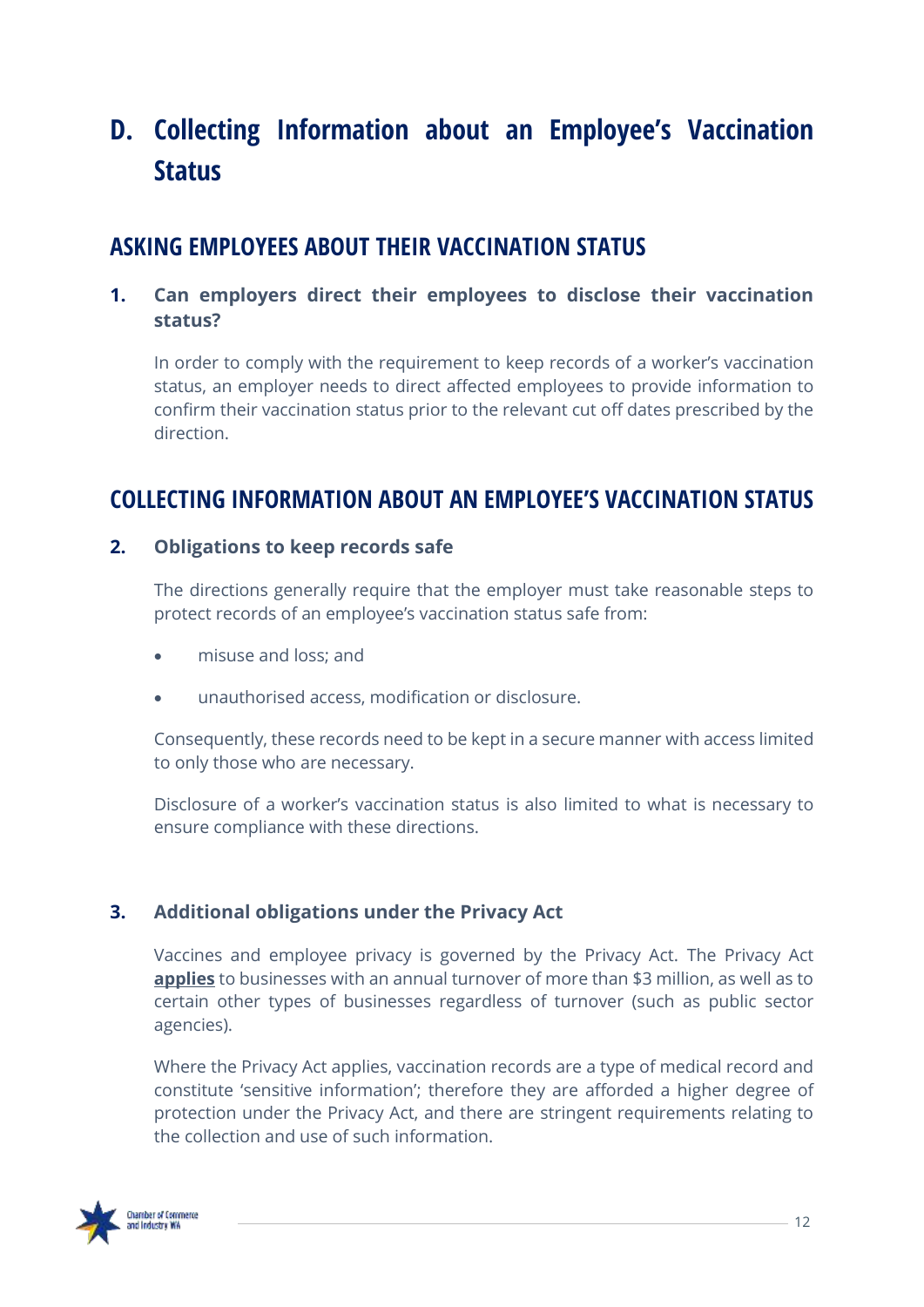# D. Collecting Information about an Employee's Vaccination Status

## ASKING EMPLOYEES ABOUT THEIR VACCINATION STATUS

### 1. Can employers direct their employees to disclose their vaccination status?

In order to comply with the requirement to keep records of a worker's vaccination status, an employer needs to direct affected employees to provide information to confirm their vaccination status prior to the relevant cut off dates prescribed by the direction.

## COLLECTING INFORMATION ABOUT AN EMPLOYEE'S VACCINATION STATUS

### 2. Obligations to keep records safe

The directions generally require that the employer must take reasonable steps to protect records of an employee's vaccination status safe from:

- misuse and loss; and
- unauthorised access, modification or disclosure.

Consequently, these records need to be kept in a secure manner with access limited to only those who are necessary.

Disclosure of a worker's vaccination status is also limited to what is necessary to ensure compliance with these directions.

### 3. Additional obligations under the Privacy Act

Vaccines and employee privacy is governed by the Privacy Act. The Privacy Act **applies** to businesses with an annual turnover of more than $3 million, as well as to certain other types of businesses regardless of turnover (such as public sector agencies).

Where the Privacy Act applies, vaccination records are a type of medical record and constitute 'sensitive information'; therefore they are afforded a higher degree of protection under the Privacy Act, and there are stringent requirements relating to the collection and use of such information.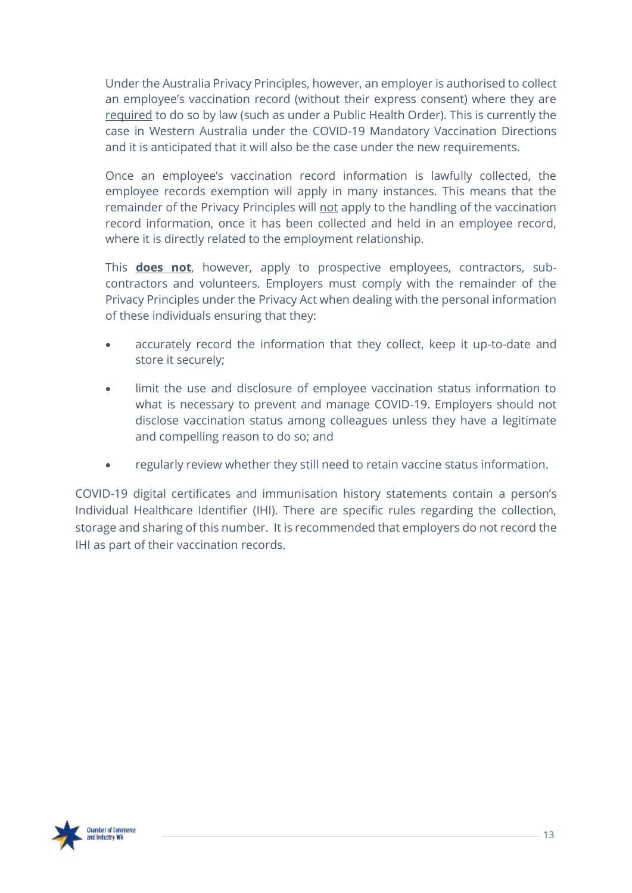Under the Australia Privacy Principles, however, an employer is authorised to collect an employee's vaccination record (without their express consent) where they are required to do so by law (such as under a Public Health Order). This is currently the case in Western Australia under the COVID-19 Mandatory Vaccination Directions and it is anticipated that it will also be the case under the new requirements.

Once an employee's vaccination record information is lawfully collected, the employee records exemption will apply in many instances. This means that the remainder of the Privacy Principles will not apply to the handling of the vaccination record information, once it has been collected and held in an employee record, where it is directly related to the employment relationship.

This **does not**, however, apply to prospective employees, contractors, sub-contractors and volunteers. Employers must comply with the remainder of the Privacy Principles under the Privacy Act when dealing with the personal information of these individuals ensuring that they:

- accurately record the information that they collect, keep it up-to-date and store it securely;
- limit the use and disclosure of employee vaccination status information to what is necessary to prevent and manage COVID-19. Employers should not disclose vaccination status among colleagues unless they have a legitimate and compelling reason to do so; and
- regularly review whether they still need to retain vaccine status information.

COVID-19 digital certificates and immunisation history statements contain a person's Individual Healthcare Identifier (IHI). There are specific rules regarding the collection, storage and sharing of this number. It is recommended that employers do not record the IHI as part of their vaccination records.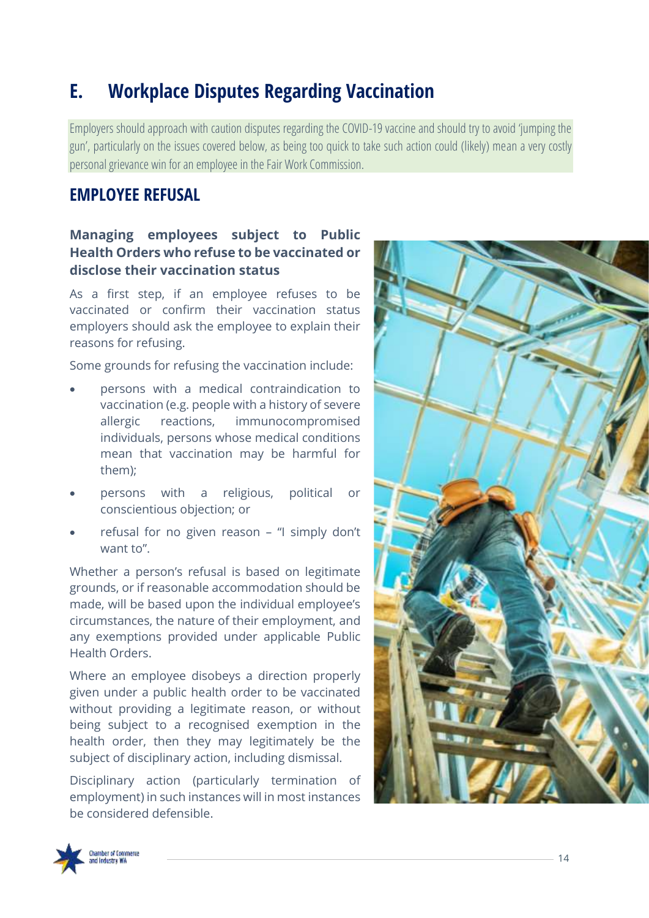# E. Workplace Disputes Regarding Vaccination

Employers should approach with caution disputes regarding the COVID-19 vaccine and should try to avoid 'jumping the gun', particularly on the issues covered below, as being too quick to take such action could (likely) mean a very costly personal grievance win for an employee in the Fair Work Commission.

## EMPLOYEE REFUSAL

### Managing employees subject to Public Health Orders who refuse to be vaccinated or disclose their vaccination status

As a first step, if an employee refuses to be vaccinated or confirm their vaccination status employers should ask the employee to explain their reasons for refusing.

Some grounds for refusing the vaccination include:

- persons with a medical contraindication to vaccination (e.g. people with a history of severe allergic reactions, immunocompromised individuals, persons whose medical conditions mean that vaccination may be harmful for them);
- persons with a religious, political or conscientious objection; or
- refusal for no given reason – "I simply don't want to".

Whether a person's refusal is based on legitimate grounds, or if reasonable accommodation should be made, will be based upon the individual employee's circumstances, the nature of their employment, and any exemptions provided under applicable Public Health Orders.

Where an employee disobeys a direction properly given under a public health order to be vaccinated without providing a legitimate reason, or without being subject to a recognised exemption in the health order, then they may legitimately be the subject of disciplinary action, including dismissal.

Disciplinary action (particularly termination of employment) in such instances will in most instances be considered defensible.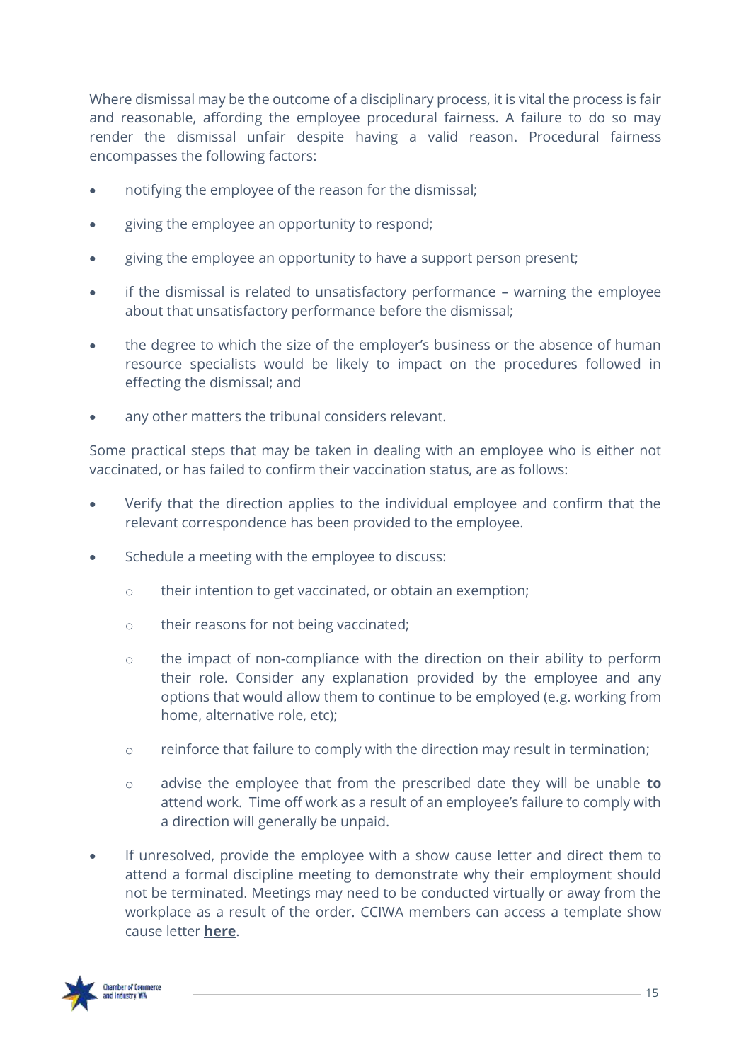Where dismissal may be the outcome of a disciplinary process, it is vital the process is fair and reasonable, affording the employee procedural fairness. A failure to do so may render the dismissal unfair despite having a valid reason. Procedural fairness encompasses the following factors:

- notifying the employee of the reason for the dismissal;
- giving the employee an opportunity to respond;
- giving the employee an opportunity to have a support person present;
- if the dismissal is related to unsatisfactory performance – warning the employee about that unsatisfactory performance before the dismissal;
- the degree to which the size of the employer's business or the absence of human resource specialists would be likely to impact on the procedures followed in effecting the dismissal; and
- any other matters the tribunal considers relevant.

Some practical steps that may be taken in dealing with an employee who is either not vaccinated, or has failed to confirm their vaccination status, are as follows:

- Verify that the direction applies to the individual employee and confirm that the relevant correspondence has been provided to the employee.
- Schedule a meeting with the employee to discuss:
  - their intention to get vaccinated, or obtain an exemption;
  - their reasons for not being vaccinated;
  - the impact of non-compliance with the direction on their ability to perform their role. Consider any explanation provided by the employee and any options that would allow them to continue to be employed (e.g. working from home, alternative role, etc);
  - reinforce that failure to comply with the direction may result in termination;
  - advise the employee that from the prescribed date they will be unable **to** attend work. Time off work as a result of an employee's failure to comply with a direction will generally be unpaid.
- If unresolved, provide the employee with a show cause letter and direct them to attend a formal discipline meeting to demonstrate why their employment should not be terminated. Meetings may need to be conducted virtually or away from the workplace as a result of the order. CCIWA members can access a template show cause letter **here**.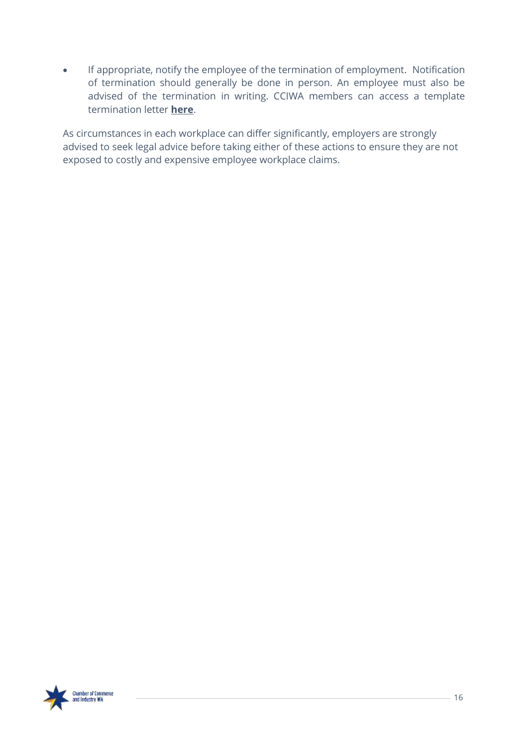- If appropriate, notify the employee of the termination of employment. Notification of termination should generally be done in person. An employee must also be advised of the termination in writing. CCIWA members can access a template termination letter **here**.

As circumstances in each workplace can differ significantly, employers are strongly advised to seek legal advice before taking either of these actions to ensure they are not exposed to costly and expensive employee workplace claims.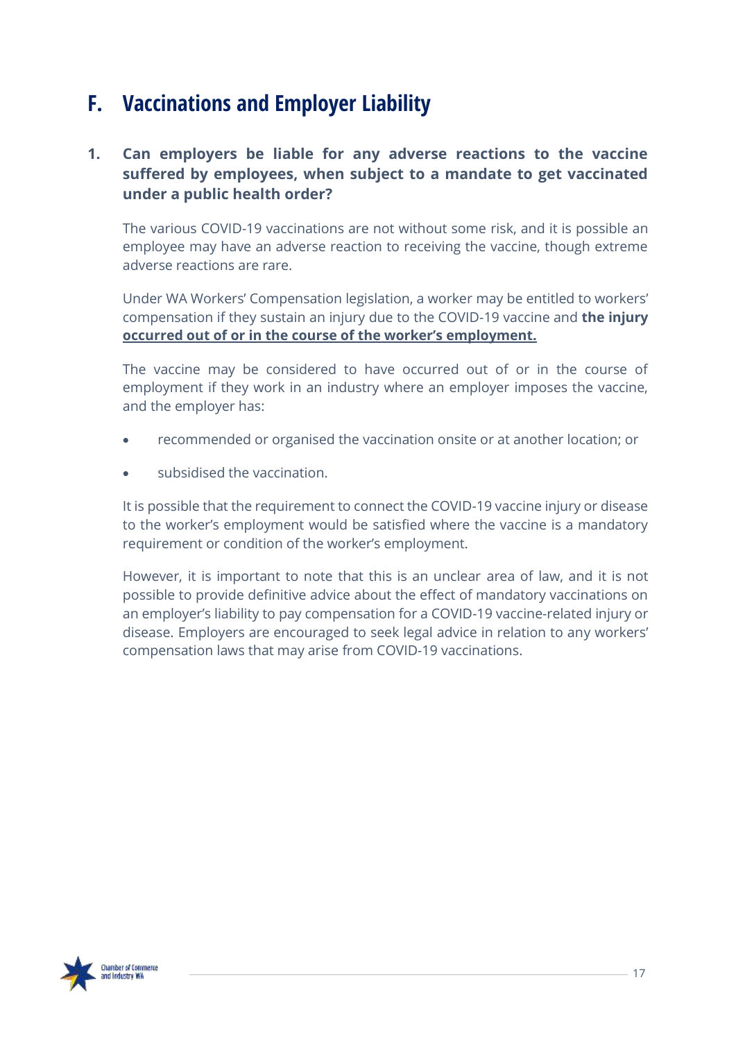## F. Vaccinations and Employer Liability

### 1. Can employers be liable for any adverse reactions to the vaccine suffered by employees, when subject to a mandate to get vaccinated under a public health order?

The various COVID-19 vaccinations are not without some risk, and it is possible an employee may have an adverse reaction to receiving the vaccine, though extreme adverse reactions are rare.

Under WA Workers' Compensation legislation, a worker may be entitled to workers' compensation if they sustain an injury due to the COVID-19 vaccine and **<u>the injury occurred out of or in the course of the worker's employment.</u>**

The vaccine may be considered to have occurred out of or in the course of employment if they work in an industry where an employer imposes the vaccine, and the employer has:

- recommended or organised the vaccination onsite or at another location; or
- subsidised the vaccination.

It is possible that the requirement to connect the COVID-19 vaccine injury or disease to the worker's employment would be satisfied where the vaccine is a mandatory requirement or condition of the worker's employment.

However, it is important to note that this is an unclear area of law, and it is not possible to provide definitive advice about the effect of mandatory vaccinations on an employer's liability to pay compensation for a COVID-19 vaccine-related injury or disease. Employers are encouraged to seek legal advice in relation to any workers' compensation laws that may arise from COVID-19 vaccinations.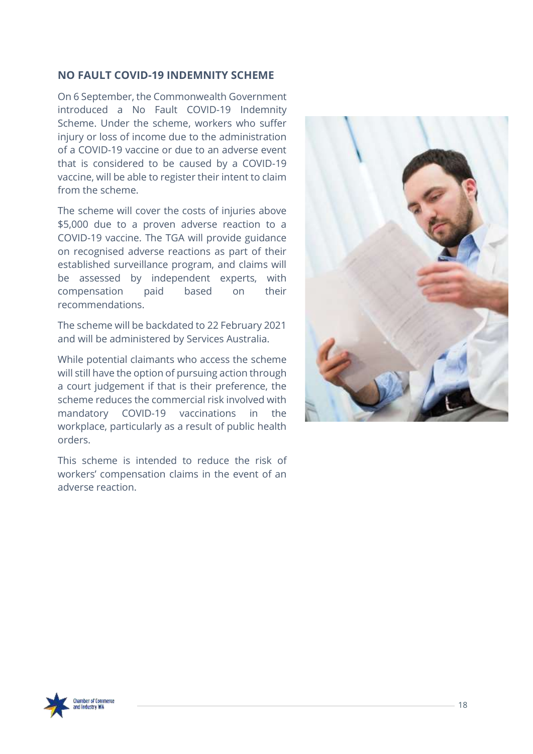## NO FAULT COVID-19 INDEMNITY SCHEME

On 6 September, the Commonwealth Government introduced a No Fault COVID-19 Indemnity Scheme. Under the scheme, workers who suffer injury or loss of income due to the administration of a COVID-19 vaccine or due to an adverse event that is considered to be caused by a COVID-19 vaccine, will be able to register their intent to claim from the scheme.

The scheme will cover the costs of injuries above $5,000 due to a proven adverse reaction to a COVID-19 vaccine. The TGA will provide guidance on recognised adverse reactions as part of their established surveillance program, and claims will be assessed by independent experts, with compensation paid based on their recommendations.

The scheme will be backdated to 22 February 2021 and will be administered by Services Australia.

While potential claimants who access the scheme will still have the option of pursuing action through a court judgement if that is their preference, the scheme reduces the commercial risk involved with mandatory COVID-19 vaccinations in the workplace, particularly as a result of public health orders.

This scheme is intended to reduce the risk of workers' compensation claims in the event of an adverse reaction.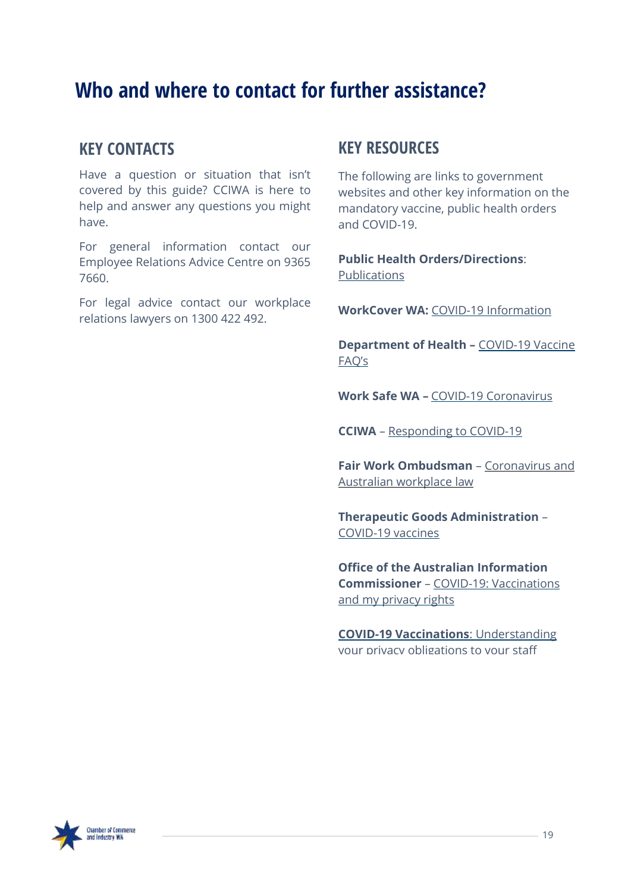# Who and where to contact for further assistance?

## KEY CONTACTS

Have a question or situation that isn't covered by this guide? CCIWA is here to help and answer any questions you might have.

For general information contact our Employee Relations Advice Centre on 9365 7660.

For legal advice contact our workplace relations lawyers on 1300 422 492.

## KEY RESOURCES

The following are links to government websites and other key information on the mandatory vaccine, public health orders and COVID-19.

**Public Health Orders/Directions**: Publications

**WorkCover WA:** COVID-19 Information

**Department of Health –** COVID-19 Vaccine FAQ's

**Work Safe WA –** COVID-19 Coronavirus

**CCIWA** – Responding to COVID-19

**Fair Work Ombudsman** – Coronavirus and Australian workplace law

**Therapeutic Goods Administration** – COVID-19 vaccines

**Office of the Australian Information Commissioner** – COVID-19: Vaccinations and my privacy rights

**COVID-19 Vaccinations**: Understanding your privacy obligations to your staff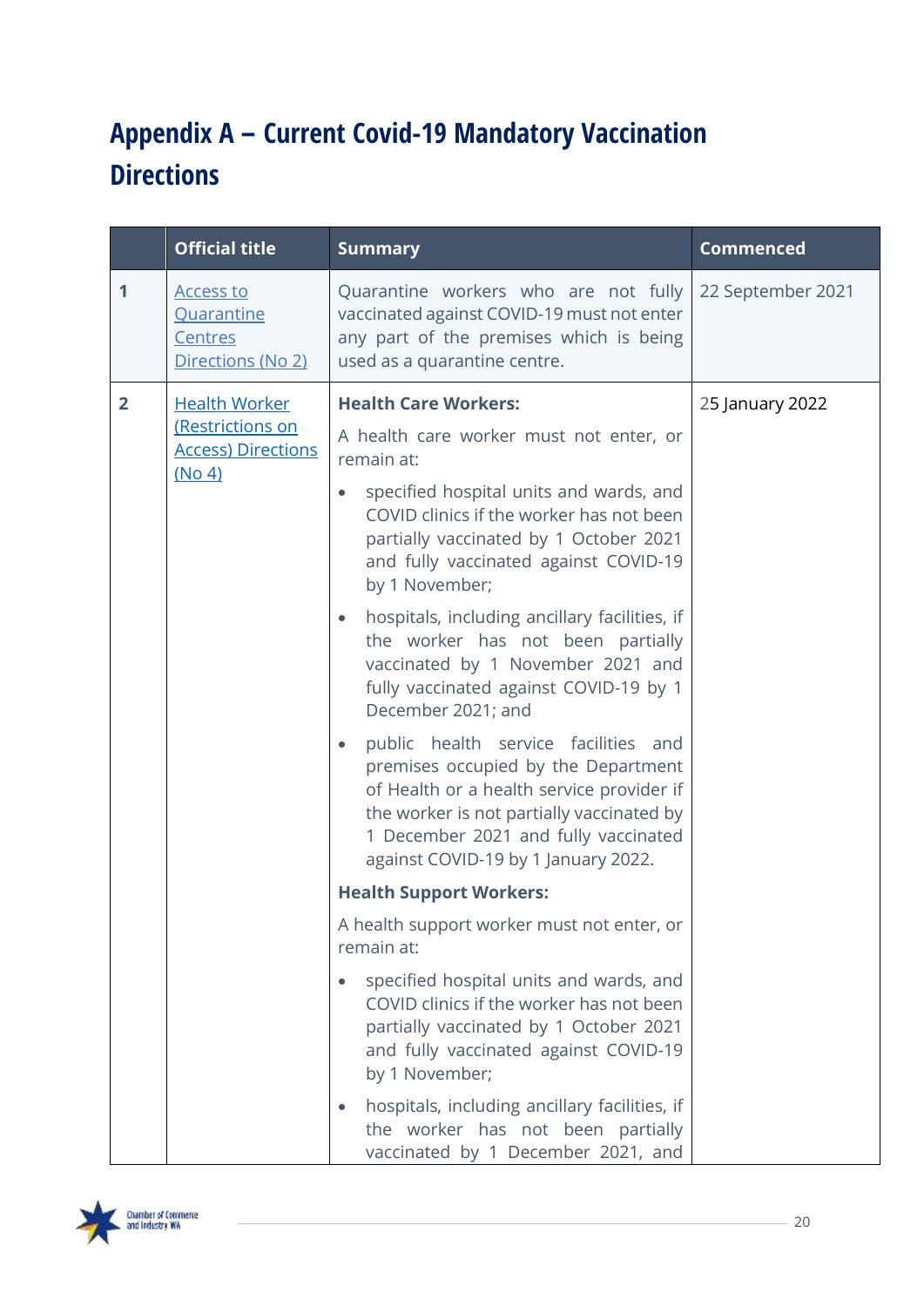# Appendix A – Current Covid-19 Mandatory Vaccination Directions

| | Official title | Summary | Commenced |
|---|---|---|---|
| 1 | Access to Quarantine Centres Directions (No 2) | Quarantine workers who are not fully vaccinated against COVID-19 must not enter any part of the premises which is being used as a quarantine centre. | 22 September 2021 |
| 2 | Health Worker (Restrictions on Access) Directions (No 4) | **Health Care Workers:**<br><br>A health care worker must not enter, or remain at:<br><br>• specified hospital units and wards, and COVID clinics if the worker has not been partially vaccinated by 1 October 2021 and fully vaccinated against COVID-19 by 1 November;<br><br>• hospitals, including ancillary facilities, if the worker has not been partially vaccinated by 1 November 2021 and fully vaccinated against COVID-19 by 1 December 2021; and<br><br>• public health service facilities and premises occupied by the Department of Health or a health service provider if the worker is not partially vaccinated by 1 December 2021 and fully vaccinated against COVID-19 by 1 January 2022.<br><br>**Health Support Workers:**<br><br>A health support worker must not enter, or remain at:<br><br>• specified hospital units and wards, and COVID clinics if the worker has not been partially vaccinated by 1 October 2021 and fully vaccinated against COVID-19 by 1 November;<br><br>• hospitals, including ancillary facilities, if the worker has not been partially vaccinated by 1 December 2021, and | 25 January 2022 |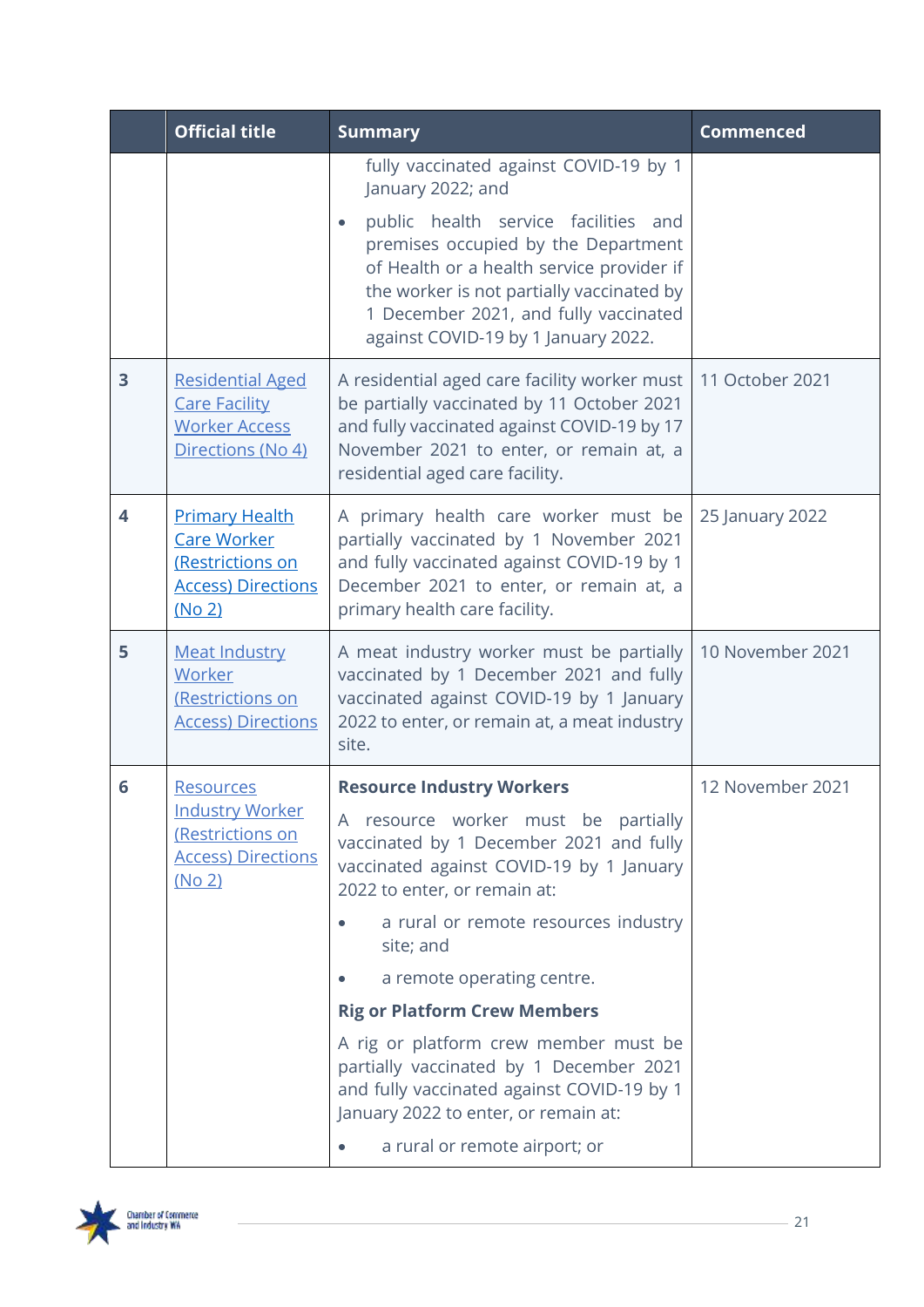| | Official title | Summary | Commenced |
|---|---|---|---|
| | | fully vaccinated against COVID-19 by 1 January 2022; and<br>• public health service facilities and premises occupied by the Department of Health or a health service provider if the worker is not partially vaccinated by 1 December 2021, and fully vaccinated against COVID-19 by 1 January 2022. | |
| 3 | [Residential Aged Care Facility Worker Access Directions (No 4)]() | A residential aged care facility worker must be partially vaccinated by 11 October 2021 and fully vaccinated against COVID-19 by 17 November 2021 to enter, or remain at, a residential aged care facility. | 11 October 2021 |
| 4 | [Primary Health Care Worker (Restrictions on Access) Directions (No 2)]() | A primary health care worker must be partially vaccinated by 1 November 2021 and fully vaccinated against COVID-19 by 1 December 2021 to enter, or remain at, a primary health care facility. | 25 January 2022 |
| 5 | [Meat Industry Worker (Restrictions on Access) Directions]() | A meat industry worker must be partially vaccinated by 1 December 2021 and fully vaccinated against COVID-19 by 1 January 2022 to enter, or remain at, a meat industry site. | 10 November 2021 |
| 6 | [Resources Industry Worker (Restrictions on Access) Directions (No 2)]() | **Resource Industry Workers**<br>A resource worker must be partially vaccinated by 1 December 2021 and fully vaccinated against COVID-19 by 1 January 2022 to enter, or remain at:<br>• a rural or remote resources industry site; and<br>• a remote operating centre.<br>**Rig or Platform Crew Members**<br>A rig or platform crew member must be partially vaccinated by 1 December 2021 and fully vaccinated against COVID-19 by 1 January 2022 to enter, or remain at:<br>• a rural or remote airport; or | 12 November 2021 |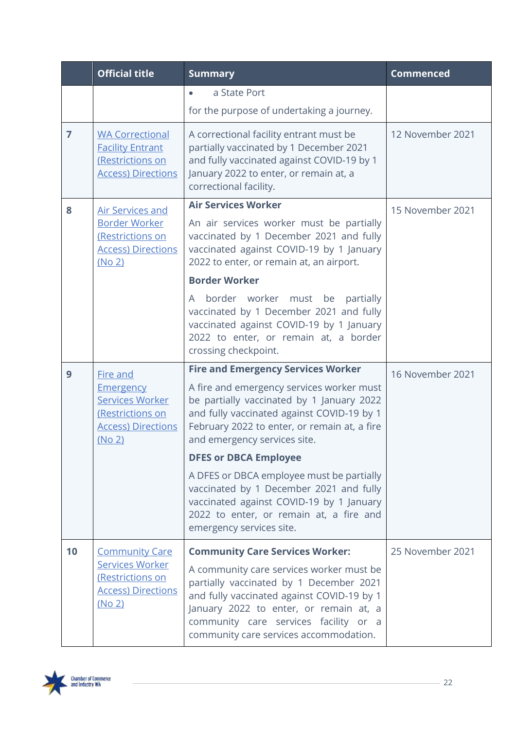| | Official title | Summary | Commenced |
|---|---|---|---|
| | | • a State Port<br><br>for the purpose of undertaking a journey. | |
| 7 | WA Correctional Facility Entrant (Restrictions on Access) Directions | A correctional facility entrant must be partially vaccinated by 1 December 2021 and fully vaccinated against COVID-19 by 1 January 2022 to enter, or remain at, a correctional facility. | 12 November 2021 |
| 8 | Air Services and Border Worker (Restrictions on Access) Directions (No 2) | **Air Services Worker**<br><br>An air services worker must be partially vaccinated by 1 December 2021 and fully vaccinated against COVID-19 by 1 January 2022 to enter, or remain at, an airport.<br><br>**Border Worker**<br><br>A border worker must be partially vaccinated by 1 December 2021 and fully vaccinated against COVID-19 by 1 January 2022 to enter, or remain at, a border crossing checkpoint. | 15 November 2021 |
| 9 | Fire and Emergency Services Worker (Restrictions on Access) Directions (No 2) | **Fire and Emergency Services Worker**<br><br>A fire and emergency services worker must be partially vaccinated by 1 January 2022 and fully vaccinated against COVID-19 by 1 February 2022 to enter, or remain at, a fire and emergency services site.<br><br>**DFES or DBCA Employee**<br><br>A DFES or DBCA employee must be partially vaccinated by 1 December 2021 and fully vaccinated against COVID-19 by 1 January 2022 to enter, or remain at, a fire and emergency services site. | 16 November 2021 |
| 10 | Community Care Services Worker (Restrictions on Access) Directions (No 2) | **Community Care Services Worker:**<br><br>A community care services worker must be partially vaccinated by 1 December 2021 and fully vaccinated against COVID-19 by 1 January 2022 to enter, or remain at, a community care services facility or a community care services accommodation. | 25 November 2021 |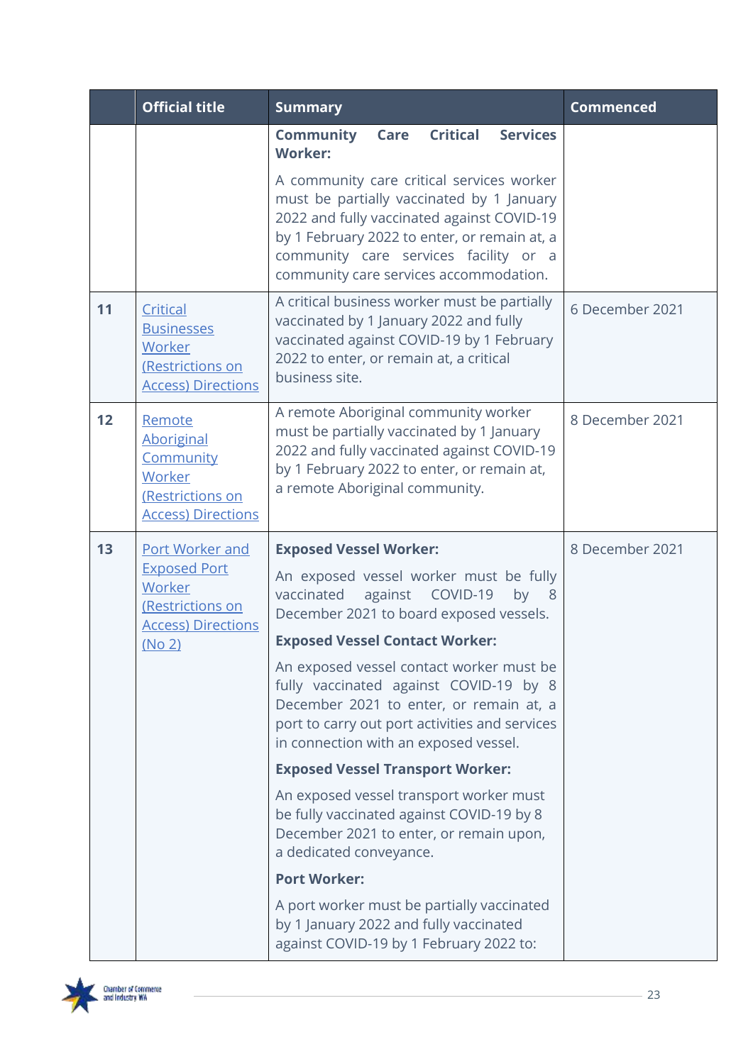|  | Official title | Summary | Commenced |
|---|---|---|---|
|  |  | **Community Care Critical Services Worker:**<br><br>A community care critical services worker must be partially vaccinated by 1 January 2022 and fully vaccinated against COVID-19 by 1 February 2022 to enter, or remain at, a community care services facility or a community care services accommodation. |  |
| 11 | Critical Businesses Worker (Restrictions on Access) Directions | A critical business worker must be partially vaccinated by 1 January 2022 and fully vaccinated against COVID-19 by 1 February 2022 to enter, or remain at, a critical business site. | 6 December 2021 |
| 12 | Remote Aboriginal Community Worker (Restrictions on Access) Directions | A remote Aboriginal community worker must be partially vaccinated by 1 January 2022 and fully vaccinated against COVID-19 by 1 February 2022 to enter, or remain at, a remote Aboriginal community. | 8 December 2021 |
| 13 | Port Worker and Exposed Port Worker (Restrictions on Access) Directions (No 2) | **Exposed Vessel Worker:**<br><br>An exposed vessel worker must be fully vaccinated against COVID-19 by 8 December 2021 to board exposed vessels.<br><br>**Exposed Vessel Contact Worker:**<br><br>An exposed vessel contact worker must be fully vaccinated against COVID-19 by 8 December 2021 to enter, or remain at, a port to carry out port activities and services in connection with an exposed vessel.<br><br>**Exposed Vessel Transport Worker:**<br><br>An exposed vessel transport worker must be fully vaccinated against COVID-19 by 8 December 2021 to enter, or remain upon, a dedicated conveyance.<br><br>**Port Worker:**<br><br>A port worker must be partially vaccinated by 1 January 2022 and fully vaccinated against COVID-19 by 1 February 2022 to: | 8 December 2021 |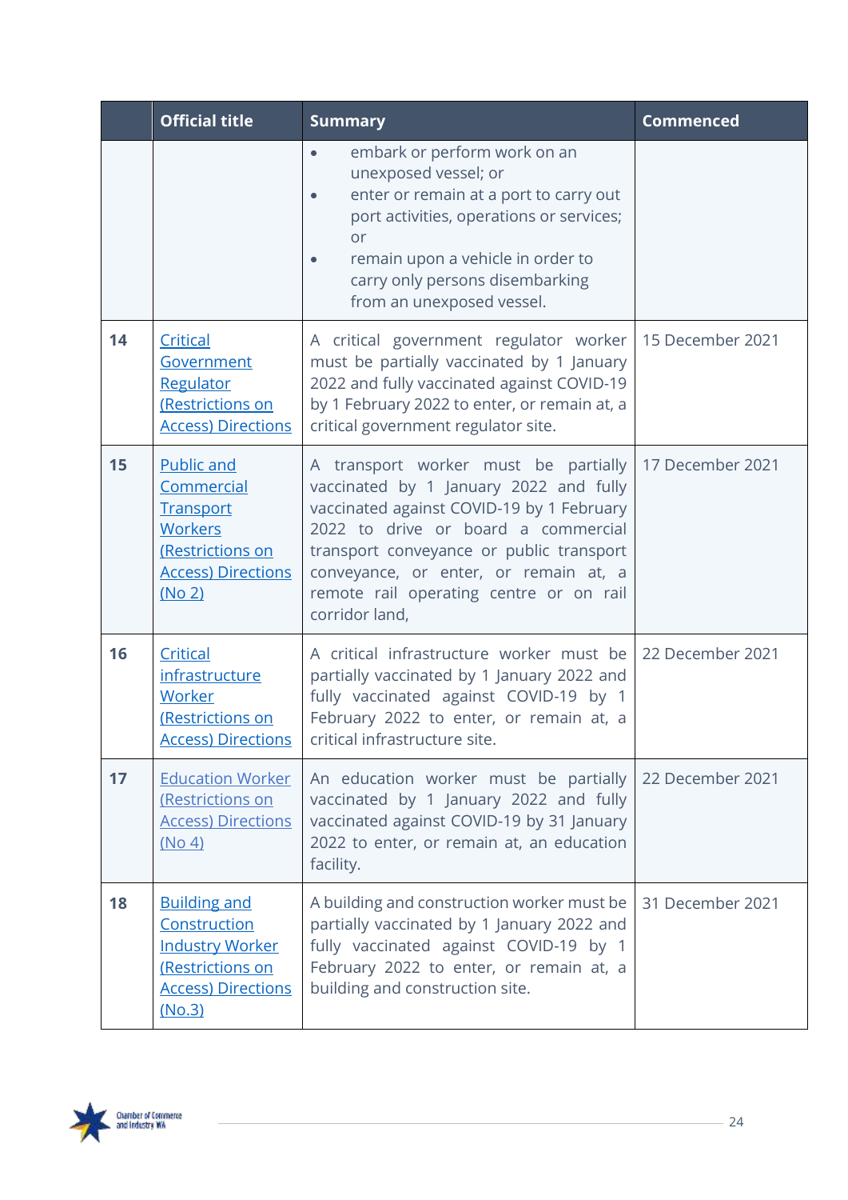|  | Official title | Summary | Commenced |
|---|---|---|---|
|  |  | • embark or perform work on an unexposed vessel; or<br>• enter or remain at a port to carry out port activities, operations or services; or<br>• remain upon a vehicle in order to carry only persons disembarking from an unexposed vessel. |  |
| 14 | Critical Government Regulator (Restrictions on Access) Directions | A critical government regulator worker must be partially vaccinated by 1 January 2022 and fully vaccinated against COVID-19 by 1 February 2022 to enter, or remain at, a critical government regulator site. | 15 December 2021 |
| 15 | Public and Commercial Transport Workers (Restrictions on Access) Directions (No 2) | A transport worker must be partially vaccinated by 1 January 2022 and fully vaccinated against COVID-19 by 1 February 2022 to drive or board a commercial transport conveyance or public transport conveyance, or enter, or remain at, a remote rail operating centre or on rail corridor land, | 17 December 2021 |
| 16 | Critical infrastructure Worker (Restrictions on Access) Directions | A critical infrastructure worker must be partially vaccinated by 1 January 2022 and fully vaccinated against COVID-19 by 1 February 2022 to enter, or remain at, a critical infrastructure site. | 22 December 2021 |
| 17 | Education Worker (Restrictions on Access) Directions (No 4) | An education worker must be partially vaccinated by 1 January 2022 and fully vaccinated against COVID-19 by 31 January 2022 to enter, or remain at, an education facility. | 22 December 2021 |
| 18 | Building and Construction Industry Worker (Restrictions on Access) Directions (No.3) | A building and construction worker must be partially vaccinated by 1 January 2022 and fully vaccinated against COVID-19 by 1 February 2022 to enter, or remain at, a building and construction site. | 31 December 2021 |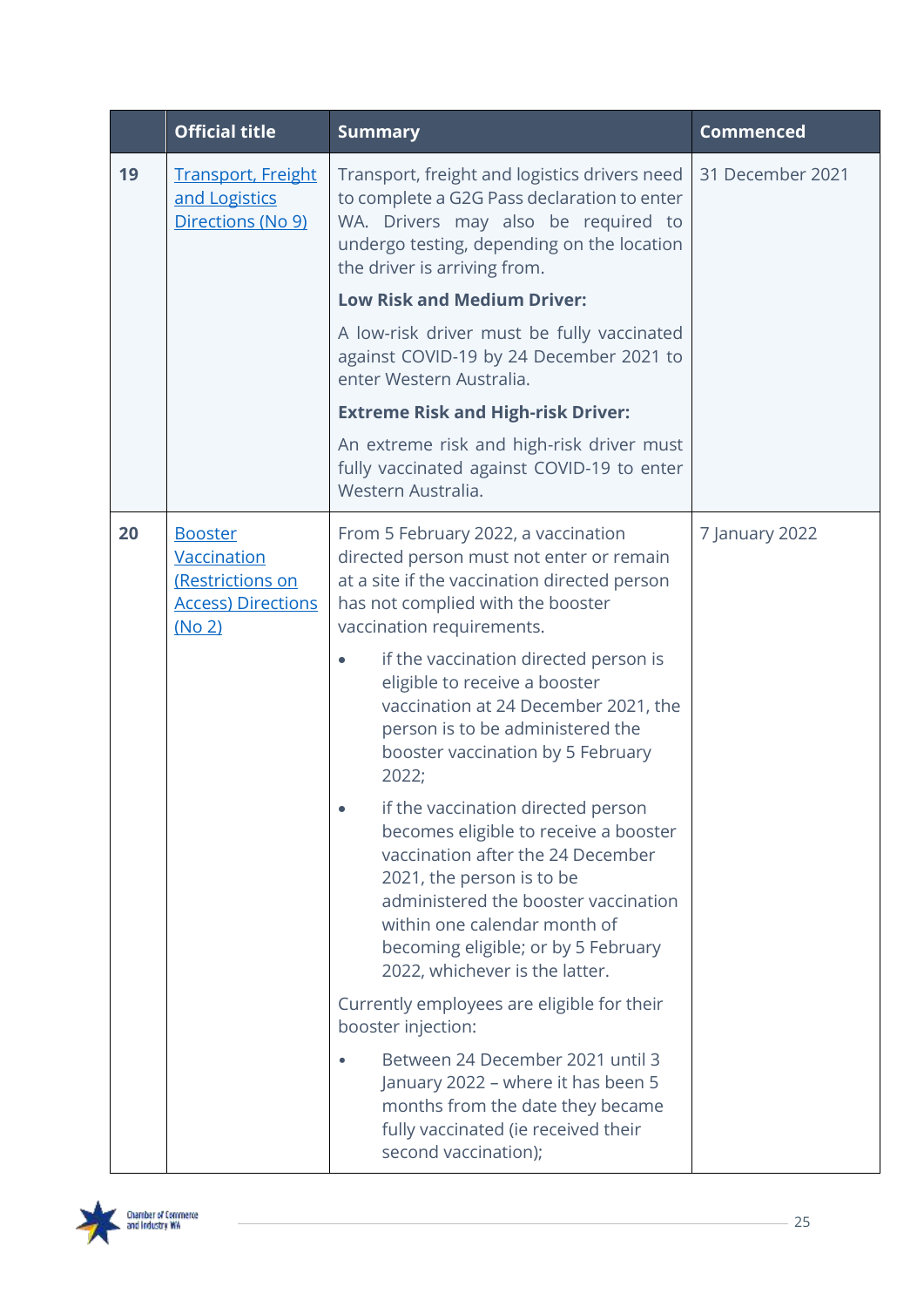| | Official title | Summary | Commenced |
|---|---|---|---|
| 19 | [Transport, Freight and Logistics Directions (No 9)]() | Transport, freight and logistics drivers need to complete a G2G Pass declaration to enter WA. Drivers may also be required to undergo testing, depending on the location the driver is arriving from.<br><br>**Low Risk and Medium Driver:**<br><br>A low-risk driver must be fully vaccinated against COVID-19 by 24 December 2021 to enter Western Australia.<br><br>**Extreme Risk and High-risk Driver:**<br><br>An extreme risk and high-risk driver must fully vaccinated against COVID-19 to enter Western Australia. | 31 December 2021 |
| 20 | [Booster Vaccination (Restrictions on Access) Directions (No 2)]() | From 5 February 2022, a vaccination directed person must not enter or remain at a site if the vaccination directed person has not complied with the booster vaccination requirements.<br><br>• if the vaccination directed person is eligible to receive a booster vaccination at 24 December 2021, the person is to be administered the booster vaccination by 5 February 2022;<br><br>• if the vaccination directed person becomes eligible to receive a booster vaccination after the 24 December 2021, the person is to be administered the booster vaccination within one calendar month of becoming eligible; or by 5 February 2022, whichever is the latter.<br><br>Currently employees are eligible for their booster injection:<br><br>• Between 24 December 2021 until 3 January 2022 – where it has been 5 months from the date they became fully vaccinated (ie received their second vaccination); | 7 January 2022 |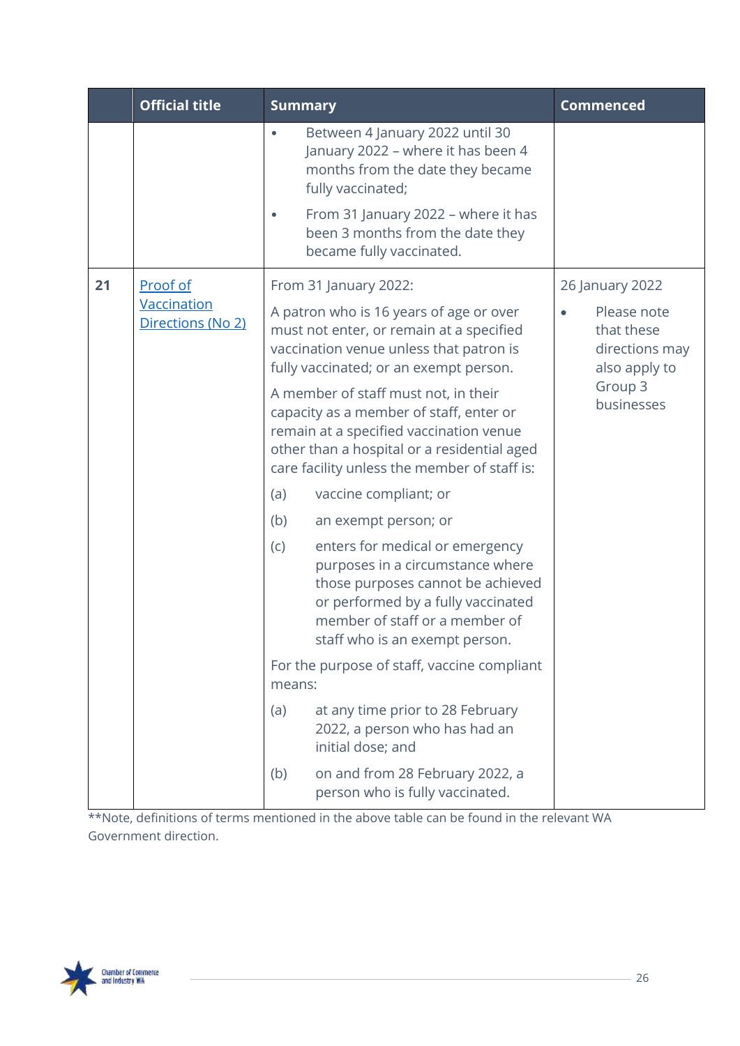| | Official title | Summary | Commenced |
|---|---|---|---|
| | | • Between 4 January 2022 until 30 January 2022 – where it has been 4 months from the date they became fully vaccinated;<br>• From 31 January 2022 – where it has been 3 months from the date they became fully vaccinated. | |
| **21** | [Proof of Vaccination Directions (No 2)]() | From 31 January 2022:<br>A patron who is 16 years of age or over must not enter, or remain at a specified vaccination venue unless that patron is fully vaccinated; or an exempt person.<br>A member of staff must not, in their capacity as a member of staff, enter or remain at a specified vaccination venue other than a hospital or a residential aged care facility unless the member of staff is:<br>(a) vaccine compliant; or<br>(b) an exempt person; or<br>(c) enters for medical or emergency purposes in a circumstance where those purposes cannot be achieved or performed by a fully vaccinated member of staff or a member of staff who is an exempt person.<br>For the purpose of staff, vaccine compliant means:<br>(a) at any time prior to 28 February 2022, a person who has had an initial dose; and<br>(b) on and from 28 February 2022, a person who is fully vaccinated. | 26 January 2022<br>• Please note that these directions may also apply to Group 3 businesses |

**Note, definitions of terms mentioned in the above table can be found in the relevant WA Government direction.